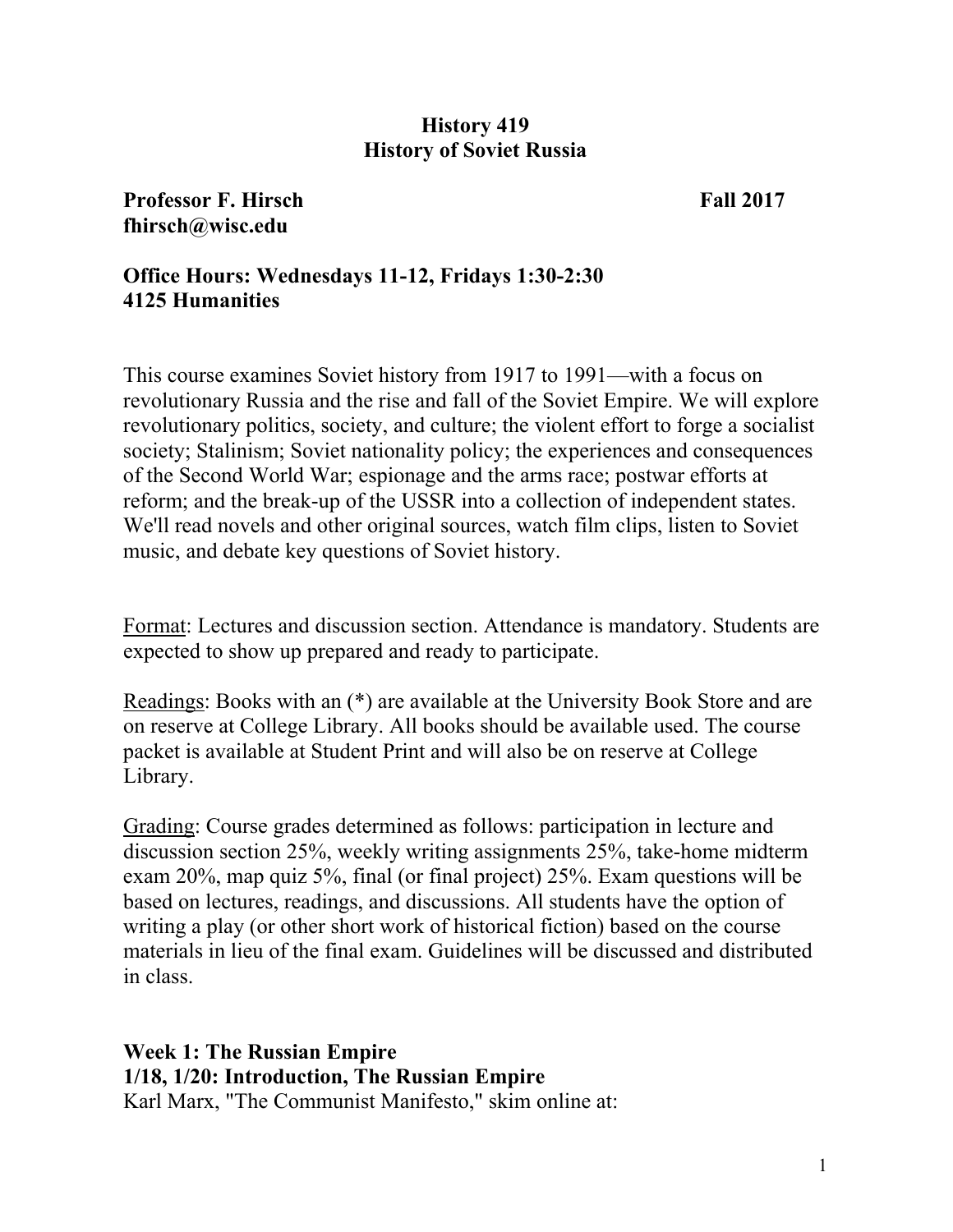# History 419
# History of Soviet Russia

**Professor F. Hirsch** **Fall 2017**
**fhirsch@wisc.edu**

**Office Hours: Wednesdays 11-12, Fridays 1:30-2:30**
**4125 Humanities**

This course examines Soviet history from 1917 to 1991—with a focus on revolutionary Russia and the rise and fall of the Soviet Empire. We will explore revolutionary politics, society, and culture; the violent effort to forge a socialist society; Stalinism; Soviet nationality policy; the experiences and consequences of the Second World War; espionage and the arms race; postwar efforts at reform; and the break-up of the USSR into a collection of independent states. We'll read novels and other original sources, watch film clips, listen to Soviet music, and debate key questions of Soviet history.

<u>Format</u>: Lectures and discussion section. Attendance is mandatory. Students are expected to show up prepared and ready to participate.

<u>Readings</u>: Books with an (*) are available at the University Book Store and are on reserve at College Library. All books should be available used. The course packet is available at Student Print and will also be on reserve at College Library.

<u>Grading</u>: Course grades determined as follows: participation in lecture and discussion section 25%, weekly writing assignments 25%, take-home midterm exam 20%, map quiz 5%, final (or final project) 25%. Exam questions will be based on lectures, readings, and discussions. All students have the option of writing a play (or other short work of historical fiction) based on the course materials in lieu of the final exam. Guidelines will be discussed and distributed in class.

### Week 1: The Russian Empire
### 1/18, 1/20: Introduction, The Russian Empire

Karl Marx, "The Communist Manifesto," skim online at: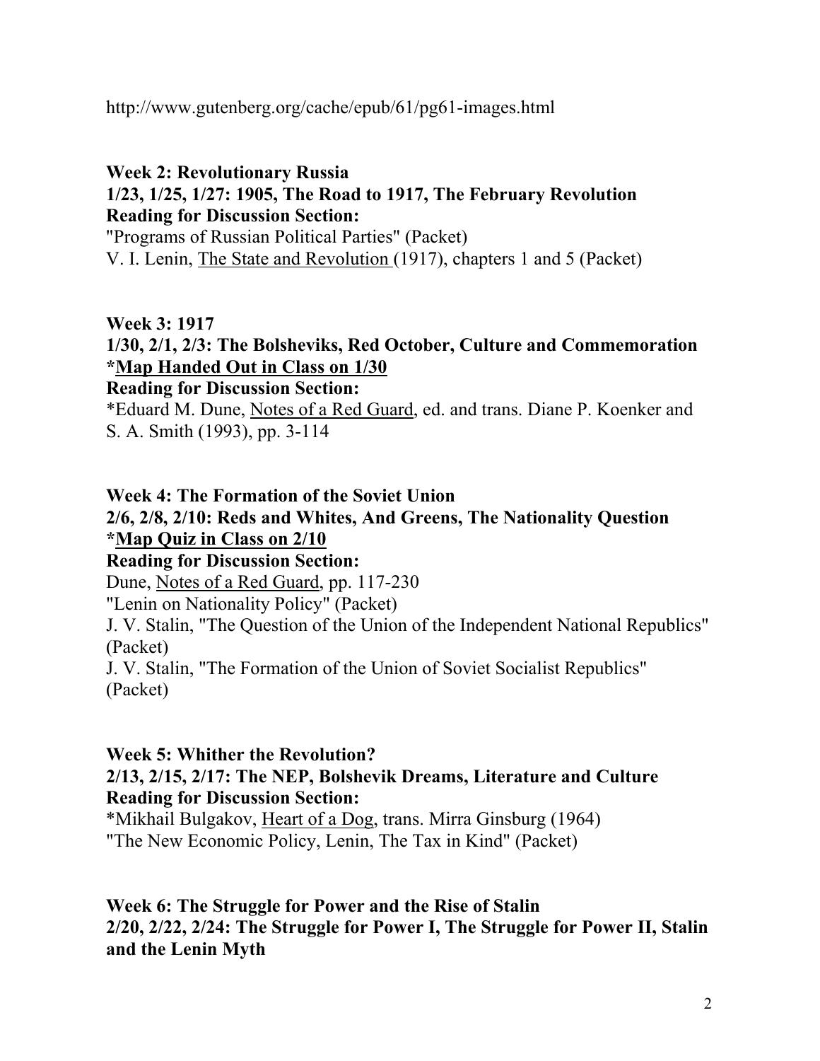http://www.gutenberg.org/cache/epub/61/pg61-images.html

**Week 2: Revolutionary Russia**
**1/23, 1/25, 1/27: 1905, The Road to 1917, The February Revolution**
**Reading for Discussion Section:**
"Programs of Russian Political Parties" (Packet)
V. I. Lenin, <u>The State and Revolution</u> (1917), chapters 1 and 5 (Packet)

**Week 3: 1917**
**1/30, 2/1, 2/3: The Bolsheviks, Red October, Culture and Commemoration**
**\*<u>Map Handed Out in Class on 1/30</u>**
**Reading for Discussion Section:**
*Eduard M. Dune, <u>Notes of a Red Guard</u>, ed. and trans. Diane P. Koenker and S. A. Smith (1993), pp. 3-114

**Week 4: The Formation of the Soviet Union**
**2/6, 2/8, 2/10: Reds and Whites, And Greens, The Nationality Question**
**\*<u>Map Quiz in Class on 2/10</u>**
**Reading for Discussion Section:**
Dune, <u>Notes of a Red Guard</u>, pp. 117-230
"Lenin on Nationality Policy" (Packet)
J. V. Stalin, "The Question of the Union of the Independent National Republics" (Packet)
J. V. Stalin, "The Formation of the Union of Soviet Socialist Republics" (Packet)

**Week 5: Whither the Revolution?**
**2/13, 2/15, 2/17: The NEP, Bolshevik Dreams, Literature and Culture**
**Reading for Discussion Section:**
*Mikhail Bulgakov, <u>Heart of a Dog</u>, trans. Mirra Ginsburg (1964)
"The New Economic Policy, Lenin, The Tax in Kind" (Packet)

**Week 6: The Struggle for Power and the Rise of Stalin**
**2/20, 2/22, 2/24: The Struggle for Power I, The Struggle for Power II, Stalin and the Lenin Myth**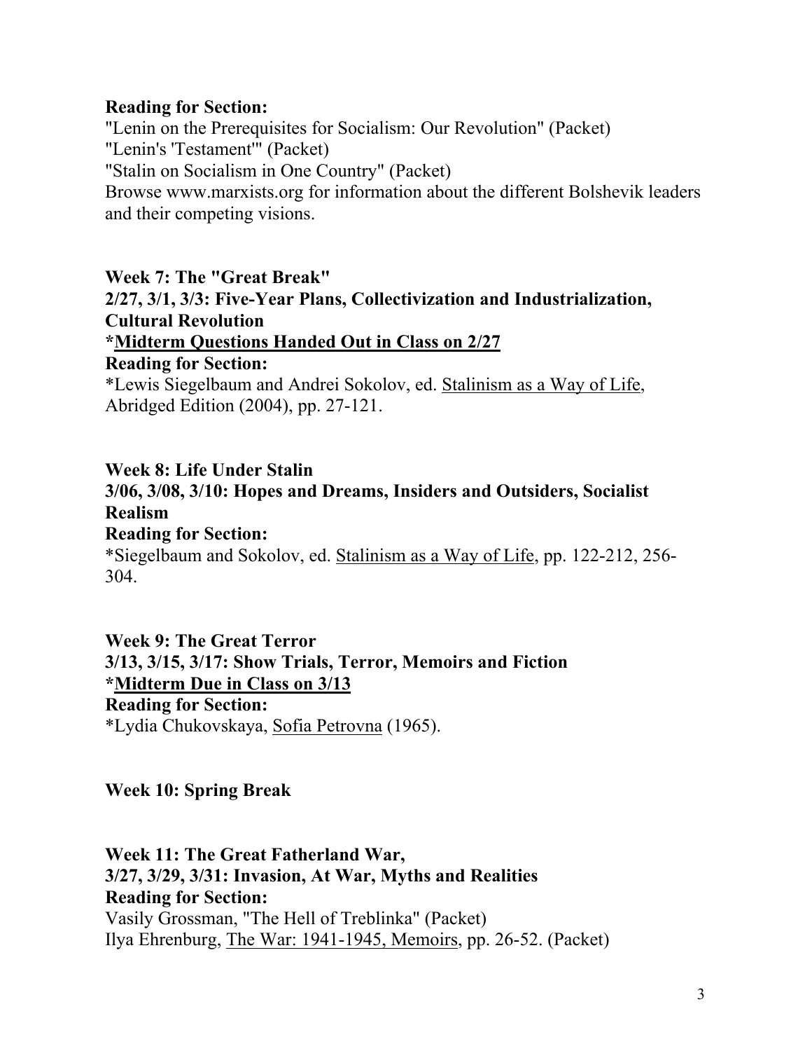**Reading for Section:**
"Lenin on the Prerequisites for Socialism: Our Revolution" (Packet)
"Lenin's 'Testament'" (Packet)
"Stalin on Socialism in One Country" (Packet)
Browse www.marxists.org for information about the different Bolshevik leaders and their competing visions.

**Week 7: The "Great Break"**
**2/27, 3/1, 3/3: Five-Year Plans, Collectivization and Industrialization, Cultural Revolution**
***<u>Midterm Questions Handed Out in Class on 2/27</u>**
**Reading for Section:**
*Lewis Siegelbaum and Andrei Sokolov, ed. <u>Stalinism as a Way of Life</u>, Abridged Edition (2004), pp. 27-121.

**Week 8: Life Under Stalin**
**3/06, 3/08, 3/10: Hopes and Dreams, Insiders and Outsiders, Socialist Realism**
**Reading for Section:**
*Siegelbaum and Sokolov, ed. <u>Stalinism as a Way of Life</u>, pp. 122-212, 256-304.

**Week 9: The Great Terror**
**3/13, 3/15, 3/17: Show Trials, Terror, Memoirs and Fiction**
***<u>Midterm Due in Class on 3/13</u>**
**Reading for Section:**
*Lydia Chukovskaya, <u>Sofia Petrovna</u> (1965).

**Week 10: Spring Break**

**Week 11: The Great Fatherland War,**
**3/27, 3/29, 3/31: Invasion, At War, Myths and Realities**
**Reading for Section:**
Vasily Grossman, "The Hell of Treblinka" (Packet)
Ilya Ehrenburg, <u>The War: 1941-1945, Memoirs</u>, pp. 26-52. (Packet)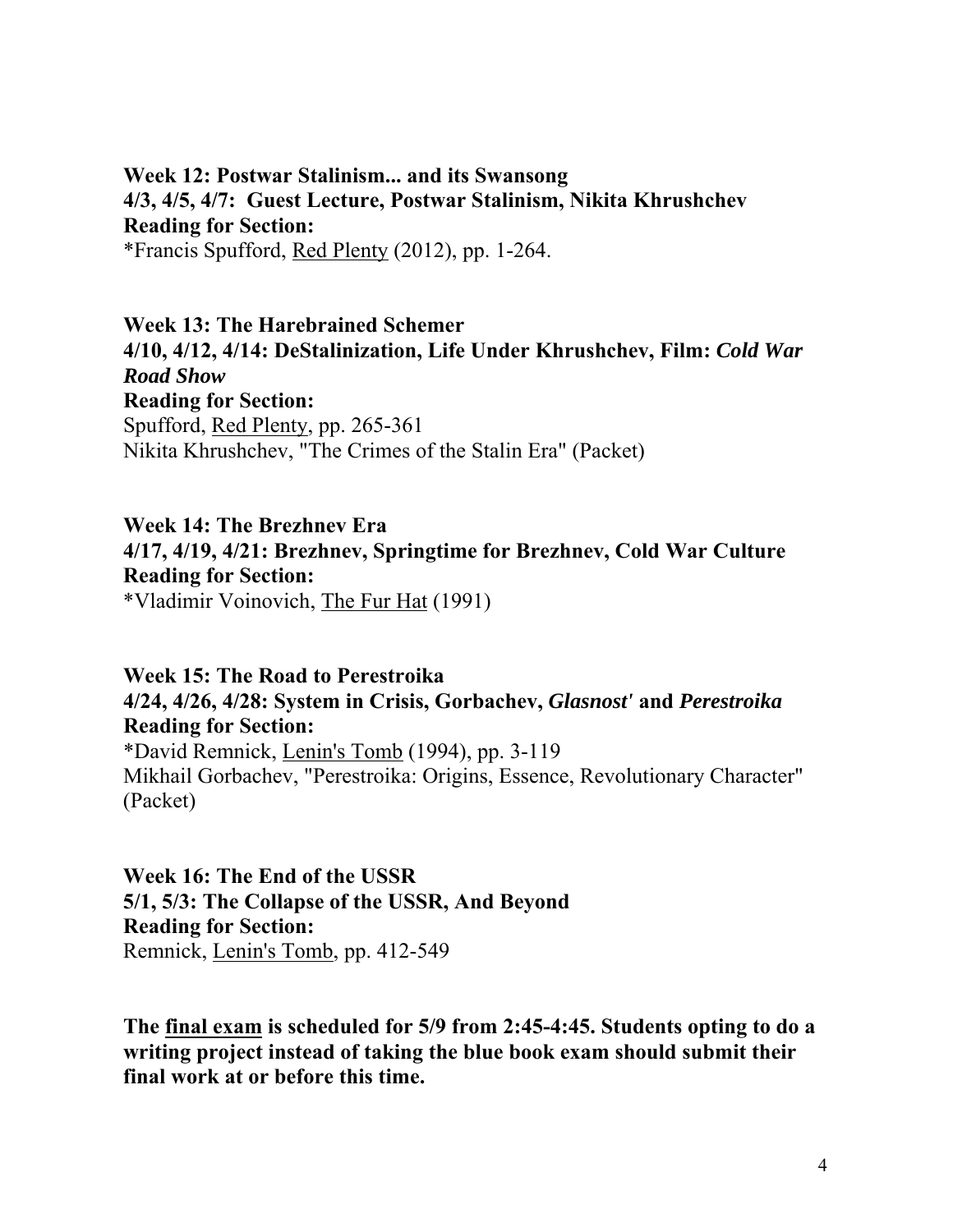**Week 12: Postwar Stalinism... and its Swansong**
**4/3, 4/5, 4/7: Guest Lecture, Postwar Stalinism, Nikita Khrushchev**
**Reading for Section:**
*Francis Spufford, <u>Red Plenty</u> (2012), pp. 1-264.

**Week 13: The Harebrained Schemer**
**4/10, 4/12, 4/14: DeStalinization, Life Under Khrushchev, Film: *Cold War Road Show***
**Reading for Section:**
Spufford, <u>Red Plenty</u>, pp. 265-361
Nikita Khrushchev, "The Crimes of the Stalin Era" (Packet)

**Week 14: The Brezhnev Era**
**4/17, 4/19, 4/21: Brezhnev, Springtime for Brezhnev, Cold War Culture**
**Reading for Section:**
*Vladimir Voinovich, <u>The Fur Hat</u> (1991)

**Week 15: The Road to Perestroika**
**4/24, 4/26, 4/28: System in Crisis, Gorbachev, *Glasnost'* and *Perestroika***
**Reading for Section:**
*David Remnick, <u>Lenin's Tomb</u> (1994), pp. 3-119
Mikhail Gorbachev, "Perestroika: Origins, Essence, Revolutionary Character" (Packet)

**Week 16: The End of the USSR**
**5/1, 5/3: The Collapse of the USSR, And Beyond**
**Reading for Section:**
Remnick, <u>Lenin's Tomb</u>, pp. 412-549

**The <u>final exam</u> is scheduled for 5/9 from 2:45-4:45. Students opting to do a writing project instead of taking the blue book exam should submit their final work at or before this time.**